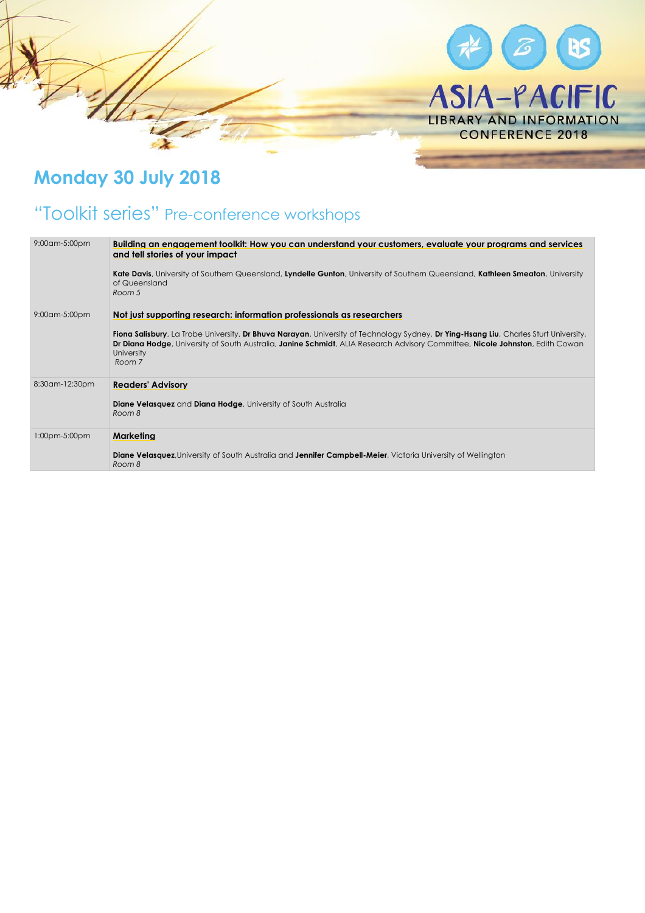ASIA-PACIFIC LIBRARY AND INFORMATION CONFERENCE 2018

# Monday 30 July 2018

## "Toolkit series" Pre-conference workshops

| | |
|---|---|
| 9:00am-5:00pm | **Building an engagement toolkit: How you can understand your customers, evaluate your programs and services and tell stories of your impact**<br><br>**Kate Davis**, University of Southern Queensland, **Lyndelle Gunton**, University of Southern Queensland, **Kathleen Smeaton**, University of Queensland<br>*Room 5* |
| 9:00am-5:00pm | **Not just supporting research: information professionals as researchers**<br><br>**Fiona Salisbury**, La Trobe University, **Dr Bhuva Narayan**, University of Technology Sydney, **Dr Ying-Hsang Liu**, Charles Sturt University, **Dr Diana Hodge**, University of South Australia, **Janine Schmidt**, ALIA Research Advisory Committee, **Nicole Johnston**, Edith Cowan University<br>*Room 7* |
| 8:30am-12:30pm | **Readers' Advisory**<br><br>**Diane Velasquez** and **Diana Hodge**, University of South Australia<br>*Room 8* |
| 1:00pm-5:00pm | **Marketing**<br><br>**Diane Velasquez**,University of South Australia and **Jennifer Campbell-Meier**, Victoria University of Wellington<br>*Room 8* |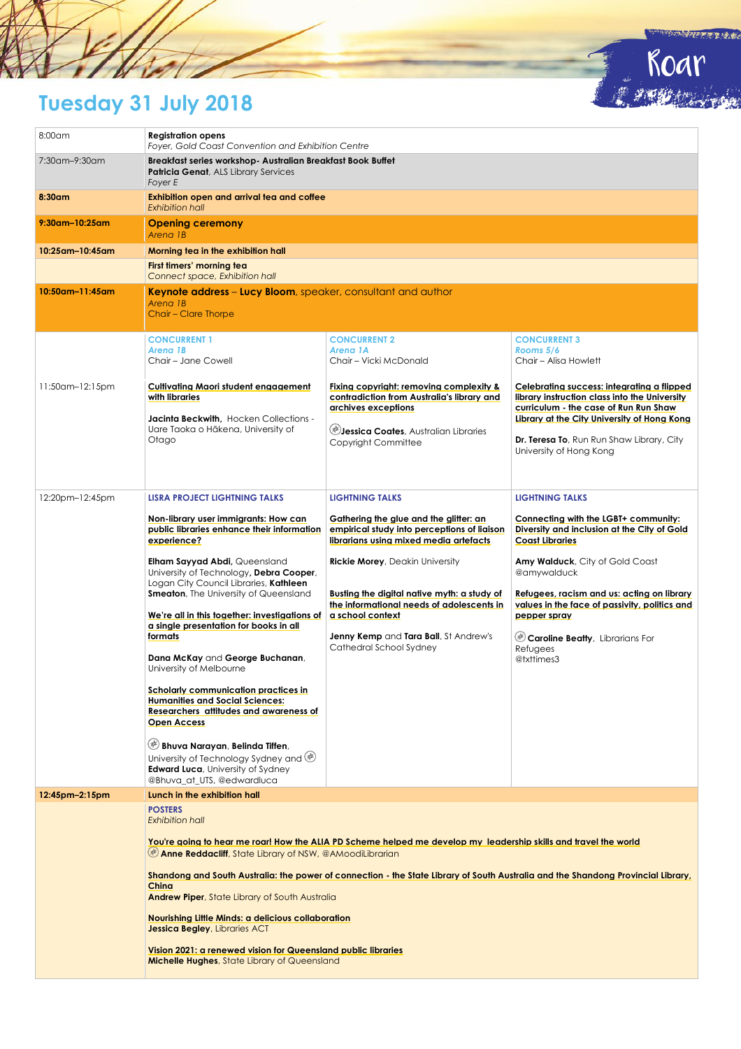# Tuesday 31 July 2018

| Time | Session | | |
|---|---|---|---|
| 8:00am | **Registration opens**<br>*Foyer, Gold Coast Convention and Exhibition Centre* | | |
| 7:30am–9:30am | **Breakfast series workshop- Australian Breakfast Book Buffet**<br>**Patricia Genat**, ALS Library Services<br>*Foyer E* | | |
| **8:30am** | **Exhibition open and arrival tea and coffee**<br>*Exhibition hall* | | |
| **9:30am–10:25am** | **Opening ceremony**<br>*Arena 1B* | | |
| **10:25am–10:45am** | **Morning tea in the exhibition hall** | | |
| | **First timers' morning tea**<br>*Connect space, Exhibition hall* | | |
| **10:50am–11:45am** | **Keynote address – Lucy Bloom**, speaker, consultant and author<br>*Arena 1B*<br>Chair – Clare Thorpe | | |
| | **CONCURRENT 1**<br>*Arena 1B*<br>Chair – Jane Cowell | **CONCURRENT 2**<br>*Arena 1A*<br>Chair – Vicki McDonald | **CONCURRENT 3**<br>*Rooms 5/6*<br>Chair – Alisa Howlett |
| 11:50am–12:15pm | **Cultivating Maori student engagement with libraries**<br><br>**Jacinta Beckwith**, Hocken Collections - Uare Taoka o Hākena, University of Otago | **Fixing copyright: removing complexity & contradiction from Australia's library and archives exceptions**<br><br>**Jessica Coates**, Australian Libraries Copyright Committee | **Celebrating success: integrating a flipped library instruction class into the University curriculum - the case of Run Run Shaw Library at the City University of Hong Kong**<br><br>**Dr. Teresa To**, Run Run Shaw Library, City University of Hong Kong |
| 12:20pm–12:45pm | **LISRA PROJECT LIGHTNING TALKS**<br><br>**Non-library user immigrants: How can public libraries enhance their information experience?**<br><br>**Elham Sayyad Abdi**, Queensland University of Technology, **Debra Cooper**, Logan City Council Libraries, **Kathleen Smeaton**, The University of Queensland<br><br>**We're all in this together: investigations of a single presentation for books in all formats**<br><br>**Dana McKay** and **George Buchanan**, University of Melbourne<br><br>**Scholarly communication practices in Humanities and Social Sciences: Researchers attitudes and awareness of Open Access**<br><br>**Bhuva Narayan**, **Belinda Tiffen**, University of Technology Sydney and **Edward Luca**, University of Sydney<br>@Bhuva_at_UTS, @edwardluca | **LIGHTNING TALKS**<br><br>**Gathering the glue and the glitter: an empirical study into perceptions of liaison librarians using mixed media artefacts**<br><br>**Rickie Morey**, Deakin University<br><br>**Busting the digital native myth: a study of the informational needs of adolescents in a school context**<br><br>**Jenny Kemp** and **Tara Ball**, St Andrew's Cathedral School Sydney | **LIGHTNING TALKS**<br><br>**Connecting with the LGBT+ community: Diversity and inclusion at the City of Gold Coast Libraries**<br><br>**Amy Walduck**, City of Gold Coast<br>@amywalduck<br><br>**Refugees, racism and us: acting on library values in the face of passivity, politics and pepper spray**<br><br>**Caroline Beatty**, Librarians For Refugees<br>@txttimes3 |
| **12:45pm–2:15pm** | **Lunch in the exhibition hall** | | |
| | **POSTERS**<br>*Exhibition hall*<br><br>**You're going to hear me roar! How the ALIA PD Scheme helped me develop my leadership skills and travel the world**<br>**Anne Reddacliff**, State Library of NSW, @AMoodiLibrarian<br><br>**Shandong and South Australia: the power of connection - the State Library of South Australia and the Shandong Provincial Library, China**<br>**Andrew Piper**, State Library of South Australia<br><br>**Nourishing Little Minds: a delicious collaboration**<br>**Jessica Begley**, Libraries ACT<br><br>**Vision 2021: a renewed vision for Queensland public libraries**<br>**Michelle Hughes**, State Library of Queensland | | |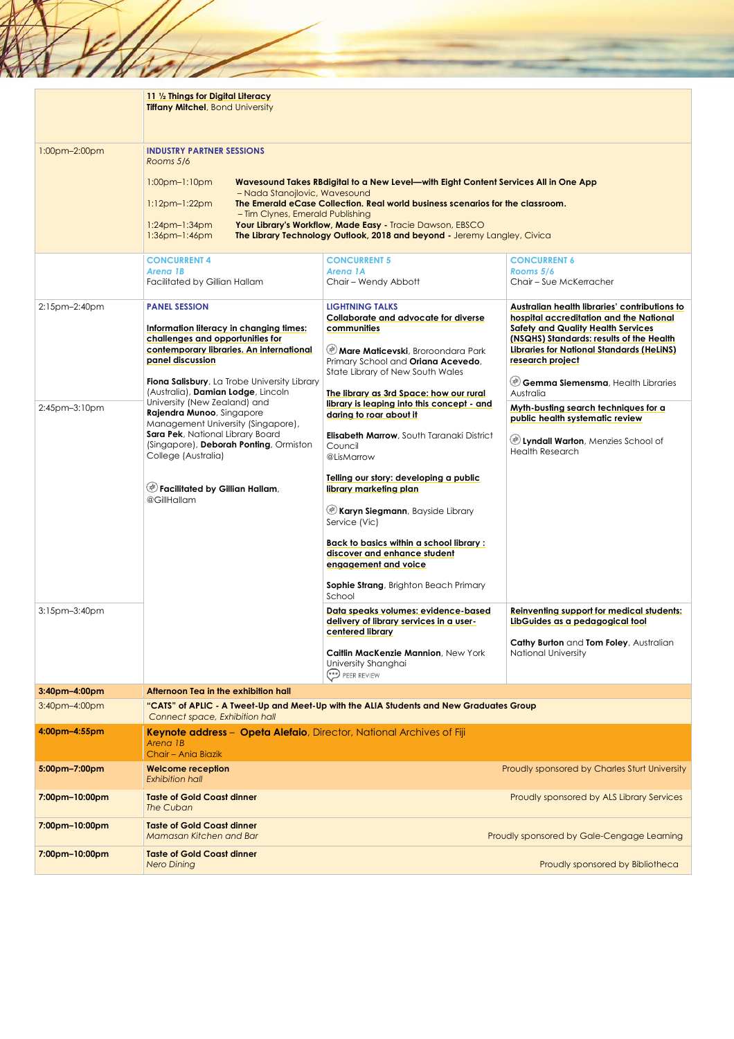| | | | |
|---|---|---|---|
| | **11 ½ Things for Digital Literacy**<br>**Tiffany Mitchel**, Bond University | | |
| 1:00pm–2:00pm | **INDUSTRY PARTNER SESSIONS**<br>*Rooms 5/6*<br>1:00pm–1:10pm **Wavesound Takes RBdigital to a New Level—with Eight Content Services All in One App** – Nada Stanojlovic, Wavesound<br>1:12pm–1:22pm **The Emerald eCase Collection. Real world business scenarios for the classroom.** – Tim Clynes, Emerald Publishing<br>1:24pm–1:34pm **Your Library's Workflow, Made Easy** - Tracie Dawson, EBSCO<br>1:36pm–1:46pm **The Library Technology Outlook, 2018 and beyond** - Jeremy Langley, Civica | | |
| | **CONCURRENT 4**<br>*Arena 1B*<br>Facilitated by Gillian Hallam | **CONCURRENT 5**<br>*Arena 1A*<br>Chair – Wendy Abbott | **CONCURRENT 6**<br>*Rooms 5/6*<br>Chair – Sue McKerracher |
| 2:15pm–2:40pm | **PANEL SESSION**<br>**Information literacy in changing times: challenges and opportunities for contemporary libraries. An international panel discussion**<br>**Fiona Salisbury**, La Trobe University Library (Australia), **Damian Lodge**, Lincoln University (New Zealand) and **Rajendra Munoo**, Singapore Management University (Singapore), **Sara Pek**, National Library Board (Singapore), **Deborah Ponting**, Ormiston College (Australia)<br>**Facilitated by Gillian Hallam**, @GillHallam | **LIGHTNING TALKS**<br>**Collaborate and advocate for diverse communities**<br>**Mare Maticevski**, Broroondara Park Primary School and **Oriana Acevedo**, State Library of New South Wales<br>**The library as 3rd Space: how our rural library is leaping into this concept - and daring to roar about it**<br>**Elisabeth Marrow**, South Taranaki District Council @LisMarrow<br>**Telling our story: developing a public library marketing plan**<br>**Karyn Siegmann**, Bayside Library Service (Vic)<br>**Back to basics within a school library : discover and enhance student engagement and voice**<br>**Sophie Strang**, Brighton Beach Primary School | **Australian health libraries' contributions to hospital accreditation and the National Safety and Quality Health Services (NSQHS) Standards: results of the Health Libraries for National Standards (HeLiNS) research project**<br>**Gemma Siemensma**, Health Libraries Australia |
| 2:45pm–3:10pm | | | **Myth-busting search techniques for a public health systematic review**<br>**Lyndall Warton**, Menzies School of Health Research |
| 3:15pm–3:40pm | | **Data speaks volumes: evidence-based delivery of library services in a user-centered library**<br>**Caitlin MacKenzie Mannion**, New York University Shanghai<br>PEER REVIEW | **Reinventing support for medical students: LibGuides as a pedagogical tool**<br>**Cathy Burton** and **Tom Foley**, Australian National University |
| **3:40pm–4:00pm** | **Afternoon Tea in the exhibition hall** | | |
| 3:40pm–4:00pm | **"CATS" of APLIC - A Tweet-Up and Meet-Up with the ALIA Students and New Graduates Group**<br>*Connect space, Exhibition hall* | | |
| **4:00pm–4:55pm** | **Keynote address – Opeta Alefaio**, Director, National Archives of Fiji<br>*Arena 1B*<br>Chair – Ania Biazik | | |
| **5:00pm–7:00pm** | **Welcome reception**<br>*Exhibition hall*<br>Proudly sponsored by Charles Sturt University | | |
| **7:00pm–10:00pm** | **Taste of Gold Coast dinner**<br>*The Cuban*<br>Proudly sponsored by ALS Library Services | | |
| **7:00pm–10:00pm** | **Taste of Gold Coast dinner**<br>*Mamasan Kitchen and Bar*<br>Proudly sponsored by Gale-Cengage Learning | | |
| **7:00pm–10:00pm** | **Taste of Gold Coast dinner**<br>*Nero Dining*<br>Proudly sponsored by Bibliotheca | | |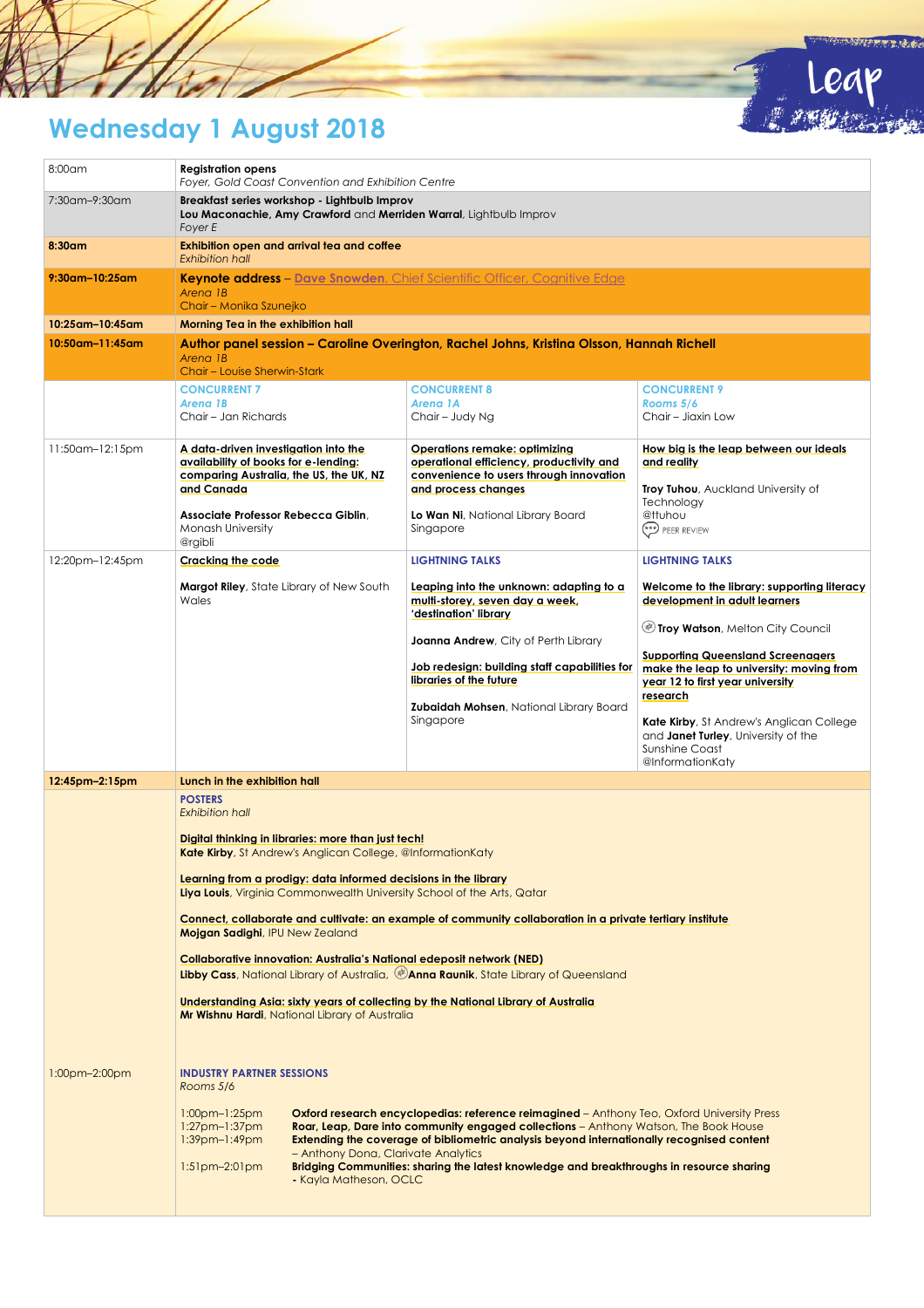# Wednesday 1 August 2018

| Time | | | |
|---|---|---|---|
| 8:00am | **Registration opens**<br>*Foyer, Gold Coast Convention and Exhibition Centre* | | |
| 7:30am–9:30am | **Breakfast series workshop - Lightbulb Improv**<br>**Lou Maconachie, Amy Crawford** and **Merriden Warral**, Lightbulb Improv<br>*Foyer E* | | |
| **8:30am** | **Exhibition open and arrival tea and coffee**<br>*Exhibition hall* | | |
| **9:30am–10:25am** | **Keynote address** – Dave Snowden, Chief Scientific Officer, Cognitive Edge<br>*Arena 1B*<br>Chair – Monika Szunejko | | |
| **10:25am–10:45am** | **Morning Tea in the exhibition hall** | | |
| **10:50am–11:45am** | **Author panel session – Caroline Overington, Rachel Johns, Kristina Olsson, Hannah Richell**<br>*Arena 1B*<br>Chair – Louise Sherwin-Stark | | |
| | **CONCURRENT 7**<br>*Arena 1B*<br>Chair – Jan Richards | **CONCURRENT 8**<br>*Arena 1A*<br>Chair – Judy Ng | **CONCURRENT 9**<br>*Rooms 5/6*<br>Chair – Jiaxin Low |
| 11:50am–12:15pm | **A data-driven investigation into the availability of books for e-lending: comparing Australia, the US, the UK, NZ and Canada**<br><br>**Associate Professor Rebecca Giblin**, Monash University<br>@rgibli | **Operations remake: optimizing operational efficiency, productivity and convenience to users through innovation and process changes**<br><br>**Lo Wan Ni**, National Library Board Singapore | **How big is the leap between our ideals and reality**<br><br>**Troy Tuhou**, Auckland University of Technology<br>@ttuhou<br>PEER REVIEW |
| 12:20pm–12:45pm | **Cracking the code**<br><br>**Margot Riley**, State Library of New South Wales | **LIGHTNING TALKS**<br><br>**Leaping into the unknown: adapting to a multi-storey, seven day a week, 'destination' library**<br><br>**Joanna Andrew**, City of Perth Library<br><br>**Job redesign: building staff capabilities for libraries of the future**<br><br>**Zubaidah Mohsen**, National Library Board Singapore | **LIGHTNING TALKS**<br><br>**Welcome to the library: supporting literacy development in adult learners**<br><br>**Troy Watson**, Melton City Council<br><br>**Supporting Queensland Screenagers make the leap to university: moving from year 12 to first year university research**<br><br>**Kate Kirby**, St Andrew's Anglican College and **Janet Turley**, University of the Sunshine Coast<br>@InformationKaty |
| **12:45pm–2:15pm** | **Lunch in the exhibition hall** | | |
| | **POSTERS**<br>*Exhibition hall*<br><br>**Digital thinking in libraries: more than just tech!**<br>**Kate Kirby**, St Andrew's Anglican College, @InformationKaty<br><br>**Learning from a prodigy: data informed decisions in the library**<br>**Liya Louis**, Virginia Commonwealth University School of the Arts, Qatar<br><br>**Connect, collaborate and cultivate: an example of community collaboration in a private tertiary institute**<br>**Mojgan Sadighi**, IPU New Zealand<br><br>**Collaborative innovation: Australia's National edeposit network (NED)**<br>**Libby Cass**, National Library of Australia, **Anna Raunik**, State Library of Queensland<br><br>**Understanding Asia: sixty years of collecting by the National Library of Australia**<br>**Mr Wishnu Hardi**, National Library of Australia | | |
| 1:00pm–2:00pm | **INDUSTRY PARTNER SESSIONS**<br>*Rooms 5/6*<br><br>1:00pm–1:25pm **Oxford research encyclopedias: reference reimagined** – Anthony Teo, Oxford University Press<br>1:27pm–1:37pm **Roar, Leap, Dare into community engaged collections** – Anthony Watson, The Book House<br>1:39pm–1:49pm **Extending the coverage of bibliometric analysis beyond internationally recognised content** – Anthony Dona, Clarivate Analytics<br>1:51pm–2:01pm **Bridging Communities: sharing the latest knowledge and breakthroughs in resource sharing** - Kayla Matheson, OCLC | | |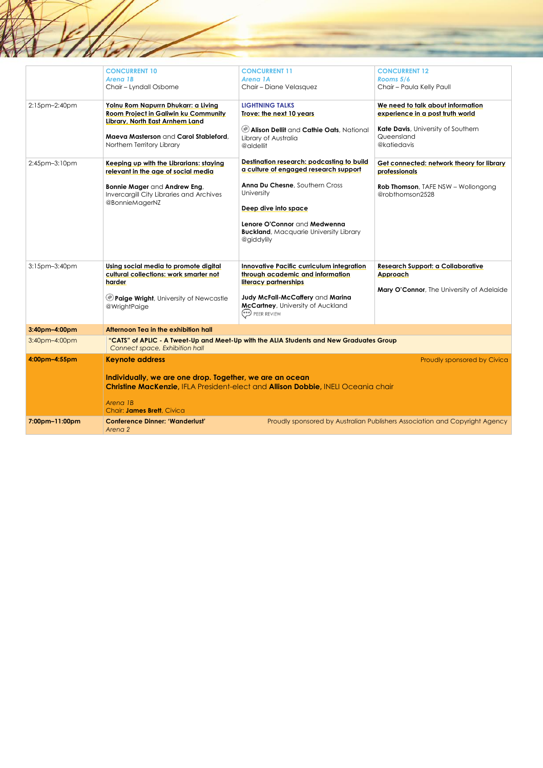| | CONCURRENT 10<br>*Arena 1B*<br>Chair – Lyndall Osborne | CONCURRENT 11<br>*Arena 1A*<br>Chair – Diane Velasquez | CONCURRENT 12<br>*Rooms 5/6*<br>Chair – Paula Kelly Paull |
|---|---|---|---|
| 2:15pm–2:40pm | **Yolnu Rom Napurrn Dhukarr: a Living Room Project in Galiwin ku Community Library, North East Arnhem Land**<br><br>**Maeva Masterson** and **Carol Stableford**, Northern Territory Library | **LIGHTNING TALKS**<br>**Trove: the next 10 years**<br><br>**Alison Dellit** and **Cathie Oats**, National Library of Australia<br>@aldellit | **We need to talk about information experience in a post truth world**<br><br>**Kate Davis**, University of Southern Queensland<br>@katiedavis |
| 2:45pm–3:10pm | **Keeping up with the Librarians: staying relevant in the age of social media**<br><br>**Bonnie Mager** and **Andrew Eng**, Invercargill City Libraries and Archives<br>@BonnieMagerNZ | **Destination research: podcasting to build a culture of engaged research support**<br><br>**Anna Du Chesne**, Southern Cross University<br><br>**Deep dive into space**<br><br>**Lenore O'Connor** and **Medwenna Buckland**, Macquarie University Library<br>@giddylily | **Get connected: network theory for library professionals**<br><br>**Rob Thomson**, TAFE NSW – Wollongong<br>@robthomson2528 |
| 3:15pm–3:40pm | **Using social media to promote digital cultural collections: work smarter not harder**<br><br>**Paige Wright**, University of Newcastle<br>@WrightPaige | **Innovative Pacific curriculum integration through academic and information literacy partnerships**<br><br>**Judy McFall-McCaffery** and **Marina McCartney**, University of Auckland<br>PEER REVIEW | **Research Support: a Collaborative Approach**<br><br>**Mary O'Connor**, The University of Adelaide |
| **3:40pm–4:00pm** | **Afternoon Tea in the exhibition hall** | | |
| 3:40pm–4:00pm | **"CATS" of APLIC - A Tweet-Up and Meet-Up with the ALIA Students and New Graduates Group**<br>*Connect space, Exhibition hall* | | |
| **4:00pm–4:55pm** | **Keynote address** — Proudly sponsored by Civica<br><br>**Individually, we are one drop. Together, we are an ocean**<br>**Christine MacKenzie,** IFLA President-elect and **Allison Dobbie,** INELI Oceania chair<br><br>*Arena 1B*<br>Chair: **James Brett**, Civica | | |
| **7:00pm–11:00pm** | **Conference Dinner: 'Wanderlust'**<br>*Arena 2*<br>Proudly sponsored by Australian Publishers Association and Copyright Agency | | |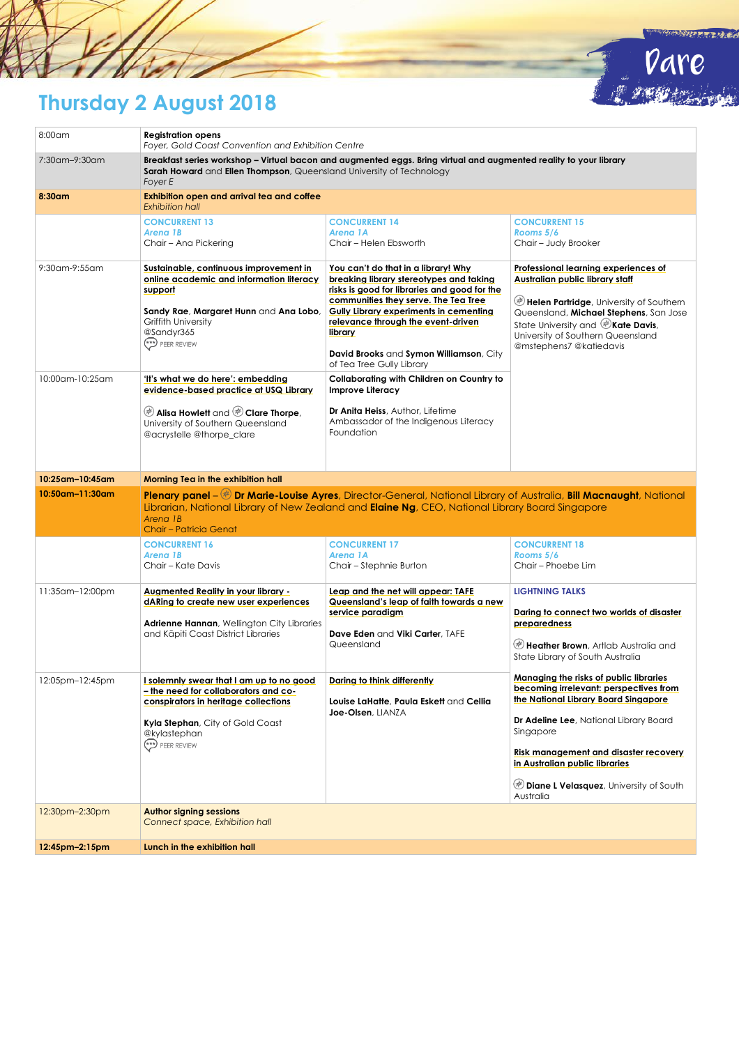# Thursday 2 August 2018

| | | | |
|---|---|---|---|
| 8:00am | **Registration opens** *Foyer, Gold Coast Convention and Exhibition Centre* | | |
| 7:30am–9:30am | **Breakfast series workshop – Virtual bacon and augmented eggs. Bring virtual and augmented reality to your library** **Sarah Howard** and **Ellen Thompson**, Queensland University of Technology *Foyer E* | | |
| **8:30am** | **Exhibition open and arrival tea and coffee** *Exhibition hall* | | |
| | CONCURRENT 13 *Arena 1B* Chair – Ana Pickering | CONCURRENT 14 *Arena 1A* Chair – Helen Ebsworth | CONCURRENT 15 *Rooms 5/6* Chair – Judy Brooker |
| 9:30am-9:55am | **Sustainable, continuous improvement in online academic and information literacy support** **Sandy Rae**, **Margaret Hunn** and **Ana Lobo**, Griffith University @Sandyr365 PEER REVIEW | **You can't do that in a library! Why breaking library stereotypes and taking risks is good for libraries and good for the communities they serve. The Tea Tree Gully Library experiments in cementing relevance through the event-driven library** **David Brooks** and **Symon Williamson**, City of Tea Tree Gully Library | **Professional learning experiences of Australian public library staff** **Helen Partridge**, University of Southern Queensland, **Michael Stephens**, San Jose State University and **Kate Davis**, University of Southern Queensland @mstephens7 @katiedavis |
| 10:00am-10:25am | **'It's what we do here': embedding evidence-based practice at USQ Library** **Alisa Howlett** and **Clare Thorpe**, University of Southern Queensland @acrystelle @thorpe_clare | **Collaborating with Children on Country to Improve Literacy** **Dr Anita Heiss**, Author, Lifetime Ambassador of the Indigenous Literacy Foundation | |
| **10:25am–10:45am** | **Morning Tea in the exhibition hall** | | |
| **10:50am–11:30am** | **Plenary panel** – **Dr Marie-Louise Ayres**, Director-General, National Library of Australia, **Bill Macnaught**, National Librarian, National Library of New Zealand and **Elaine Ng**, CEO, National Library Board Singapore *Arena 1B* Chair – Patricia Genat | | |
| | CONCURRENT 16 *Arena 1B* Chair – Kate Davis | CONCURRENT 17 *Arena 1A* Chair – Stephnie Burton | CONCURRENT 18 *Rooms 5/6* Chair – Phoebe Lim |
| 11:35am–12:00pm | **Augmented Reality in your library - dARing to create new user experiences** **Adrienne Hannan**, Wellington City Libraries and Kāpiti Coast District Libraries | **Leap and the net will appear: TAFE Queensland's leap of faith towards a new service paradigm** **Dave Eden** and **Viki Carter**, TAFE Queensland | LIGHTNING TALKS **Daring to connect two worlds of disaster preparedness** **Heather Brown**, Artlab Australia and State Library of South Australia |
| 12:05pm–12:45pm | **I solemnly swear that I am up to no good – the need for collaborators and co-conspirators in heritage collections** **Kyla Stephan**, City of Gold Coast @kylastephan PEER REVIEW | **Daring to think differently** **Louise LaHatte**, **Paula Eskett** and **Cellia Joe-Olsen**, LIANZA | **Managing the risks of public libraries becoming irrelevant: perspectives from the National Library Board Singapore** **Dr Adeline Lee**, National Library Board Singapore **Risk management and disaster recovery in Australian public libraries** **Diane L Velasquez**, University of South Australia |
| 12:30pm–2:30pm | **Author signing sessions** *Connect space, Exhibition hall* | | |
| **12:45pm–2:15pm** | **Lunch in the exhibition hall** | | |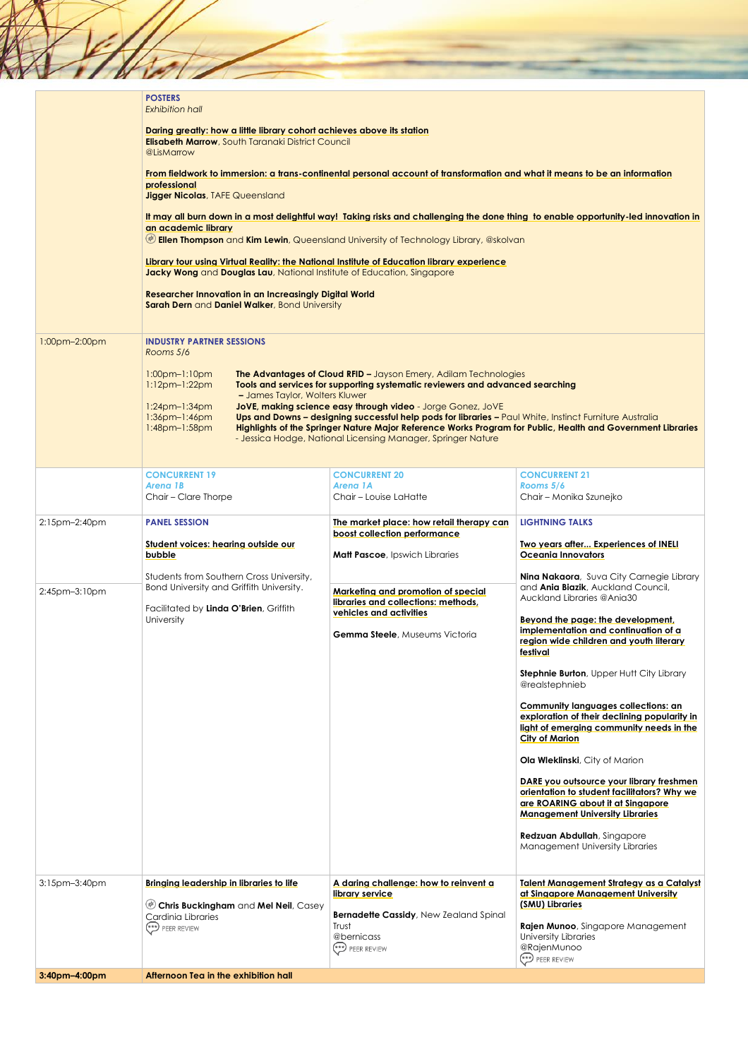| | | | |
|---|---|---|---|
| | **POSTERS**<br>*Exhibition hall*<br><br>**Daring greatly: how a little library cohort achieves above its station**<br>**Elisabeth Marrow**, South Taranaki District Council<br>@LisMarrow<br><br>**From fieldwork to immersion: a trans-continental personal account of transformation and what it means to be an information professional**<br>**Jigger Nicolas**, TAFE Queensland<br><br>**It may all burn down in a most delightful way! Taking risks and challenging the done thing to enable opportunity-led innovation in an academic library**<br>**Ellen Thompson** and **Kim Lewin**, Queensland University of Technology Library, @skolvan<br><br>**Library tour using Virtual Reality: the National Institute of Education library experience**<br>**Jacky Wong** and **Douglas Lau**, National Institute of Education, Singapore<br><br>**Researcher Innovation in an Increasingly Digital World**<br>**Sarah Dern** and **Daniel Walker**, Bond University | | |
| 1:00pm–2:00pm | **INDUSTRY PARTNER SESSIONS**<br>*Rooms 5/6*<br><br>1:00pm–1:10pm **The Advantages of Cloud RFID –** Jayson Emery, Adilam Technologies<br>1:12pm–1:22pm **Tools and services for supporting systematic reviewers and advanced searching** – James Taylor, Wolters Kluwer<br>1:24pm–1:34pm **JoVE, making science easy through video** - Jorge Gonez, JoVE<br>1:36pm–1:46pm **Ups and Downs – designing successful help pods for libraries –** Paul White, Instinct Furniture Australia<br>1:48pm–1:58pm **Highlights of the Springer Nature Major Reference Works Program for Public, Health and Government Libraries** - Jessica Hodge, National Licensing Manager, Springer Nature | | |
| | **CONCURRENT 19**<br>*Arena 1B*<br>Chair – Clare Thorpe | **CONCURRENT 20**<br>*Arena 1A*<br>Chair – Louise LaHatte | **CONCURRENT 21**<br>*Rooms 5/6*<br>Chair – Monika Szunejko |
| 2:15pm–2:40pm | **PANEL SESSION**<br><br>**Student voices: hearing outside our bubble**<br><br>Students from Southern Cross University, Bond University and Griffith University.<br><br>Facilitated by **Linda O'Brien**, Griffith University | **The market place: how retail therapy can boost collection performance**<br><br>**Matt Pascoe**, Ipswich Libraries | **LIGHTNING TALKS**<br><br>**Two years after... Experiences of INELI Oceania Innovators**<br><br>**Nina Nakaora**, Suva City Carnegie Library and **Ania Biazik**, Auckland Council, Auckland Libraries @Ania30<br><br>**Beyond the page: the development, implementation and continuation of a region wide children and youth literary festival**<br><br>**Stephnie Burton**, Upper Hutt City Library @realstephnieb<br><br>**Community languages collections: an exploration of their declining popularity in light of emerging community needs in the City of Marion**<br><br>**Ola Wleklinski**, City of Marion<br><br>**DARE you outsource your library freshmen orientation to student facilitators? Why we are ROARING about it at Singapore Management University Libraries**<br><br>**Redzuan Abdullah**, Singapore Management University Libraries |
| 2:45pm–3:10pm | | **Marketing and promotion of special libraries and collections: methods, vehicles and activities**<br><br>**Gemma Steele**, Museums Victoria | |
| 3:15pm–3:40pm | **Bringing leadership in libraries to life**<br><br>**Chris Buckingham** and **Mel Neil**, Casey Cardinia Libraries<br>PEER REVIEW | **A daring challenge: how to reinvent a library service**<br><br>**Bernadette Cassidy**, New Zealand Spinal Trust<br>@bernicass<br>PEER REVIEW | **Talent Management Strategy as a Catalyst at Singapore Management University (SMU) Libraries**<br><br>**Rajen Munoo**, Singapore Management University Libraries<br>@RajenMunoo<br>PEER REVIEW |
| **3:40pm–4:00pm** | **Afternoon Tea in the exhibition hall** | | |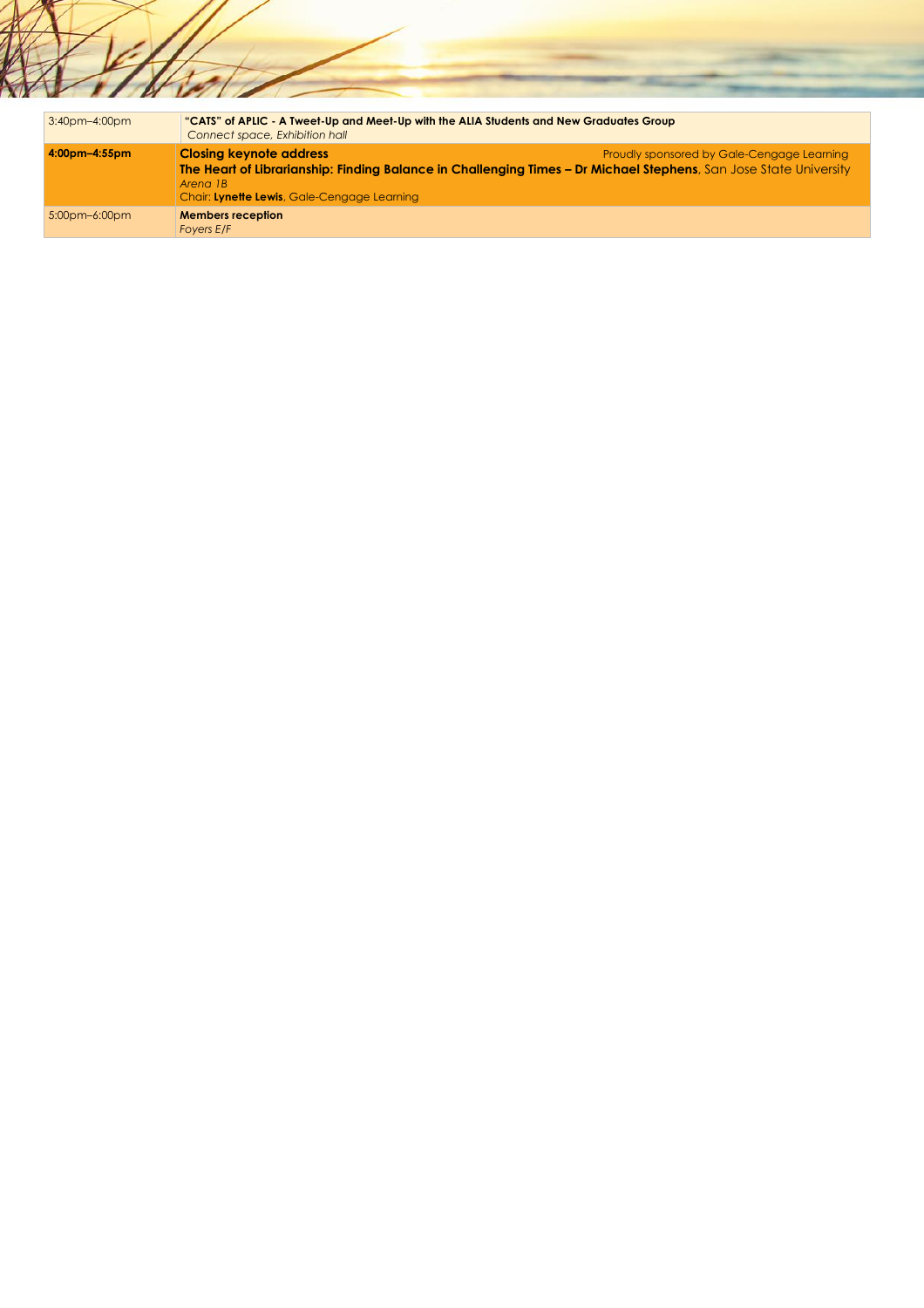| | |
|---|---|
| 3:40pm–4:00pm | **"CATS" of APLIC - A Tweet-Up and Meet-Up with the ALIA Students and New Graduates Group**<br>*Connect space, Exhibition hall* |
| **4:00pm–4:55pm** | **Closing keynote address** Proudly sponsored by Gale-Cengage Learning<br>**The Heart of Librarianship: Finding Balance in Challenging Times – Dr Michael Stephens**, San Jose State University<br>*Arena 1B*<br>Chair: **Lynette Lewis**, Gale-Cengage Learning |
| 5:00pm–6:00pm | **Members reception**<br>*Foyers E/F* |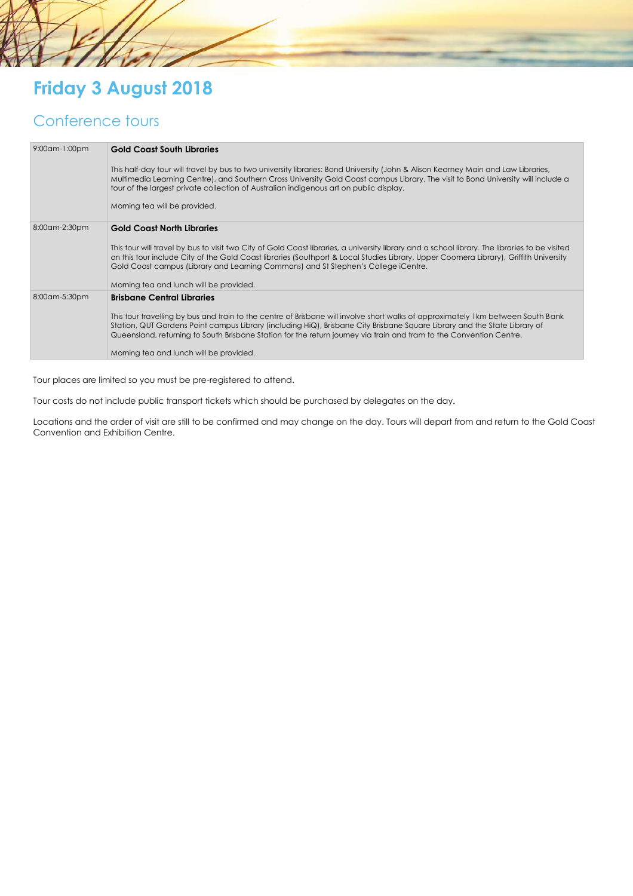# Friday 3 August 2018

## Conference tours

| | |
|---|---|
| 9:00am-1:00pm | **Gold Coast South Libraries**<br><br>This half-day tour will travel by bus to two university libraries: Bond University (John & Alison Kearney Main and Law Libraries, Multimedia Learning Centre), and Southern Cross University Gold Coast campus Library. The visit to Bond University will include a tour of the largest private collection of Australian indigenous art on public display.<br><br>Morning tea will be provided. |
| 8:00am-2:30pm | **Gold Coast North Libraries**<br><br>This tour will travel by bus to visit two City of Gold Coast libraries, a university library and a school library. The libraries to be visited on this tour include City of the Gold Coast libraries (Southport & Local Studies Library, Upper Coomera Library), Griffith University Gold Coast campus (Library and Learning Commons) and St Stephen's College iCentre.<br><br>Morning tea and lunch will be provided. |
| 8:00am-5:30pm | **Brisbane Central Libraries**<br><br>This tour travelling by bus and train to the centre of Brisbane will involve short walks of approximately 1km between South Bank Station, QUT Gardens Point campus Library (including HiQ), Brisbane City Brisbane Square Library and the State Library of Queensland, returning to South Brisbane Station for the return journey via train and tram to the Convention Centre.<br><br>Morning tea and lunch will be provided. |

Tour places are limited so you must be pre-registered to attend.

Tour costs do not include public transport tickets which should be purchased by delegates on the day.

Locations and the order of visit are still to be confirmed and may change on the day. Tours will depart from and return to the Gold Coast Convention and Exhibition Centre.